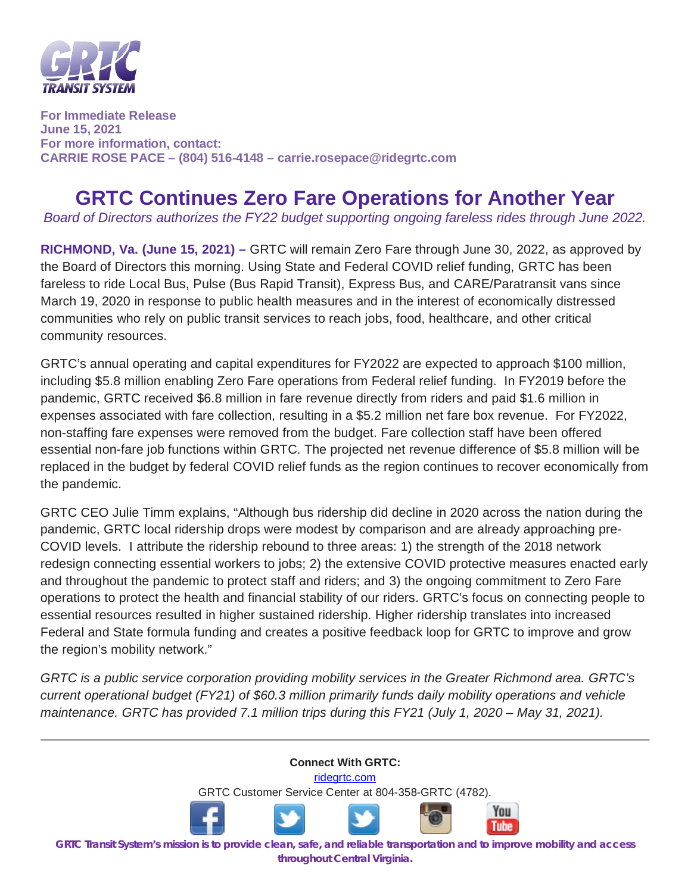**For Immediate Release**
**June 15, 2021**
**For more information, contact:**
**CARRIE ROSE PACE – (804) 516-4148 – carrie.rosepace@ridegrtc.com**

# GRTC Continues Zero Fare Operations for Another Year

*Board of Directors authorizes the FY22 budget supporting ongoing fareless rides through June 2022.*

**RICHMOND, Va. (June 15, 2021) –** GRTC will remain Zero Fare through June 30, 2022, as approved by the Board of Directors this morning. Using State and Federal COVID relief funding, GRTC has been fareless to ride Local Bus, Pulse (Bus Rapid Transit), Express Bus, and CARE/Paratransit vans since March 19, 2020 in response to public health measures and in the interest of economically distressed communities who rely on public transit services to reach jobs, food, healthcare, and other critical community resources.

GRTC's annual operating and capital expenditures for FY2022 are expected to approach $100 million, including $5.8 million enabling Zero Fare operations from Federal relief funding. In FY2019 before the pandemic, GRTC received $6.8 million in fare revenue directly from riders and paid $1.6 million in expenses associated with fare collection, resulting in a $5.2 million net fare box revenue. For FY2022, non-staffing fare expenses were removed from the budget. Fare collection staff have been offered essential non-fare job functions within GRTC. The projected net revenue difference of $5.8 million will be replaced in the budget by federal COVID relief funds as the region continues to recover economically from the pandemic.

GRTC CEO Julie Timm explains, "Although bus ridership did decline in 2020 across the nation during the pandemic, GRTC local ridership drops were modest by comparison and are already approaching pre-COVID levels. I attribute the ridership rebound to three areas: 1) the strength of the 2018 network redesign connecting essential workers to jobs; 2) the extensive COVID protective measures enacted early and throughout the pandemic to protect staff and riders; and 3) the ongoing commitment to Zero Fare operations to protect the health and financial stability of our riders. GRTC's focus on connecting people to essential resources resulted in higher sustained ridership. Higher ridership translates into increased Federal and State formula funding and creates a positive feedback loop for GRTC to improve and grow the region's mobility network."

*GRTC is a public service corporation providing mobility services in the Greater Richmond area. GRTC's current operational budget (FY21) of $60.3 million primarily funds daily mobility operations and vehicle maintenance. GRTC has provided 7.1 million trips during this FY21 (July 1, 2020 – May 31, 2021).*

---

**Connect With GRTC:**
ridegrtc.com
GRTC Customer Service Center at 804-358-GRTC (4782).

**GRTC Transit System's mission is to provide clean, safe, and reliable transportation and to improve mobility and access throughout Central Virginia.**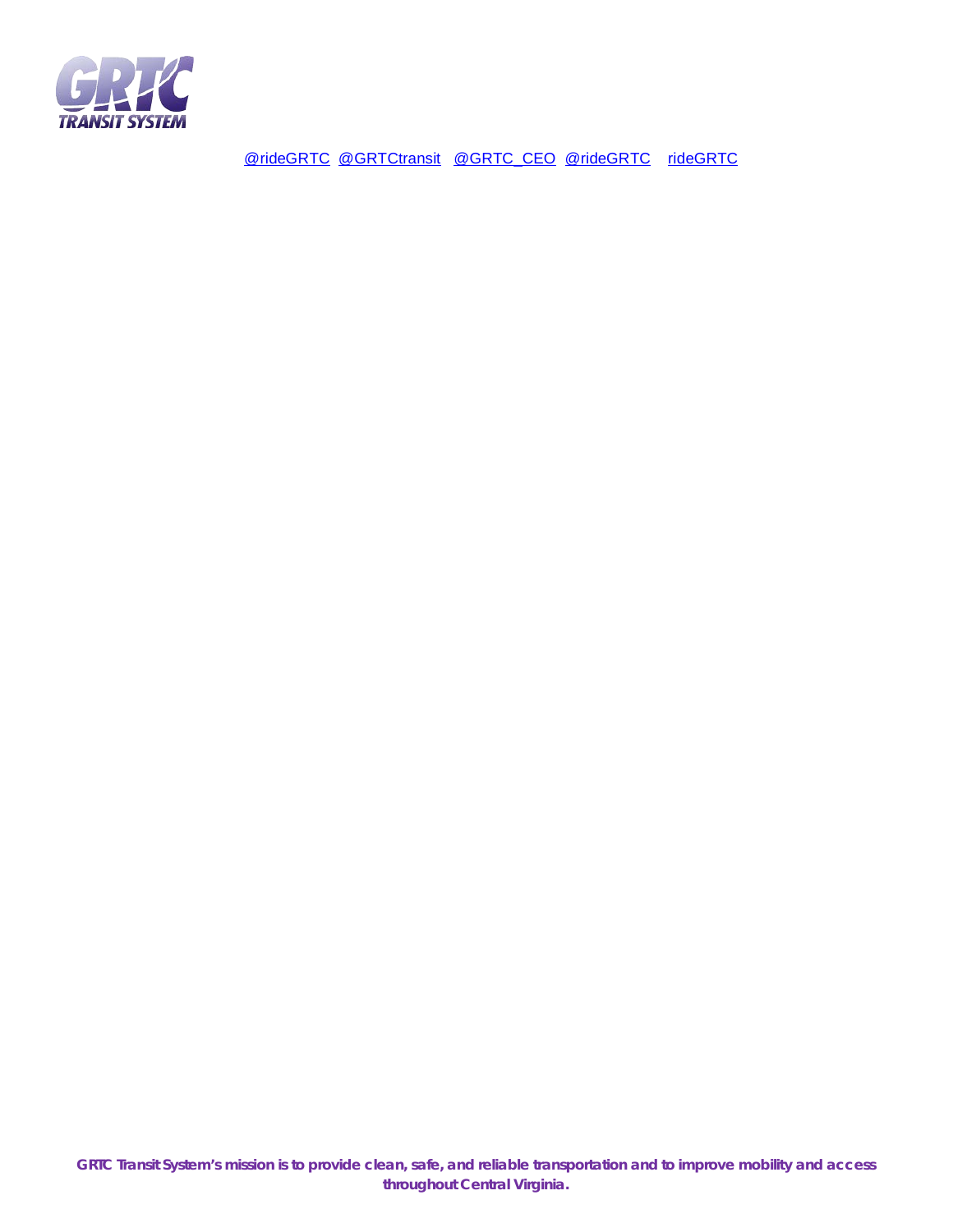GRTC TRANSIT SYSTEM

@rideGRTC @GRTCtransit @GRTC_CEO @rideGRTC rideGRTC

**GRTC Transit System's mission is to provide clean, safe, and reliable transportation and to improve mobility and access throughout Central Virginia.**